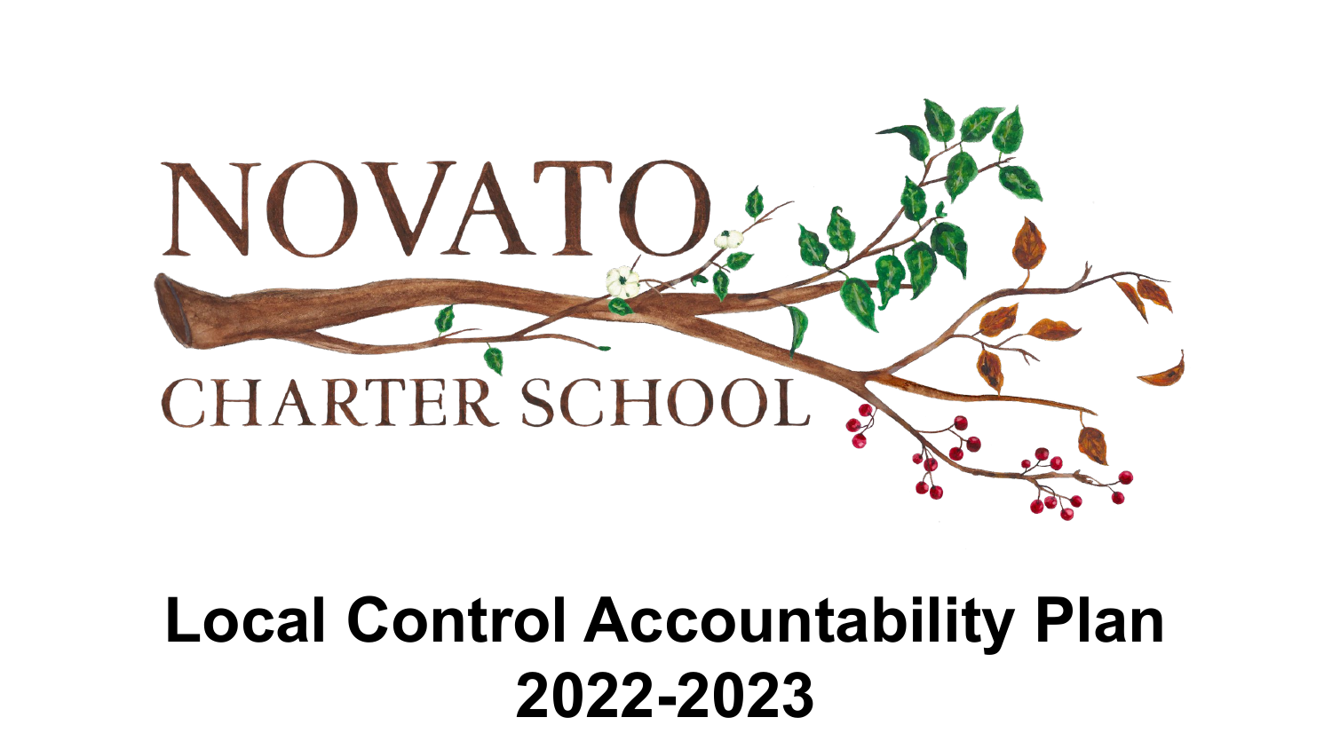NOVATO

CHARTER SCHOOL

# Local Control Accountability Plan 2022-2023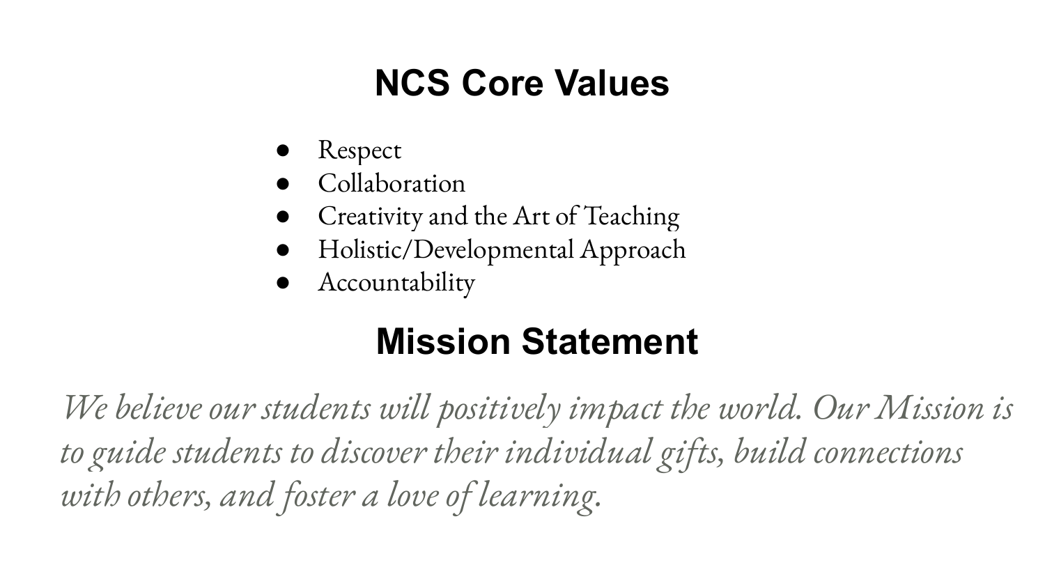# NCS Core Values

- Respect
- Collaboration
- Creativity and the Art of Teaching
- Holistic/Developmental Approach
- Accountability

# Mission Statement

*We believe our students will positively impact the world. Our Mission is to guide students to discover their individual gifts, build connections with others, and foster a love of learning.*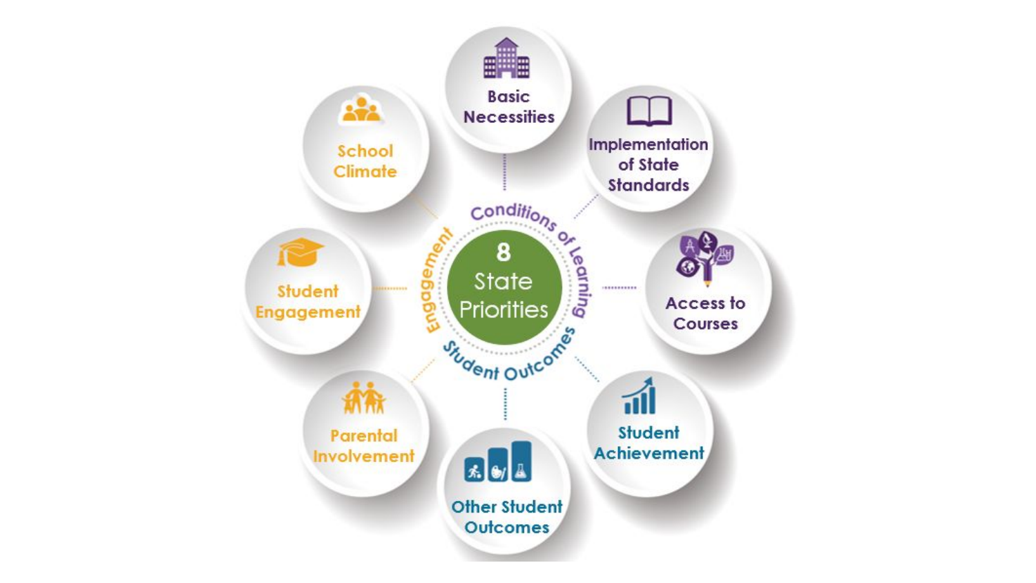# 8 State Priorities

## Conditions of Learning

- Basic Necessities
- Implementation of State Standards
- Access to Courses

## Student Outcomes

- Student Achievement
- Other Student Outcomes

## Engagement

- Parental Involvement
- Student Engagement
- School Climate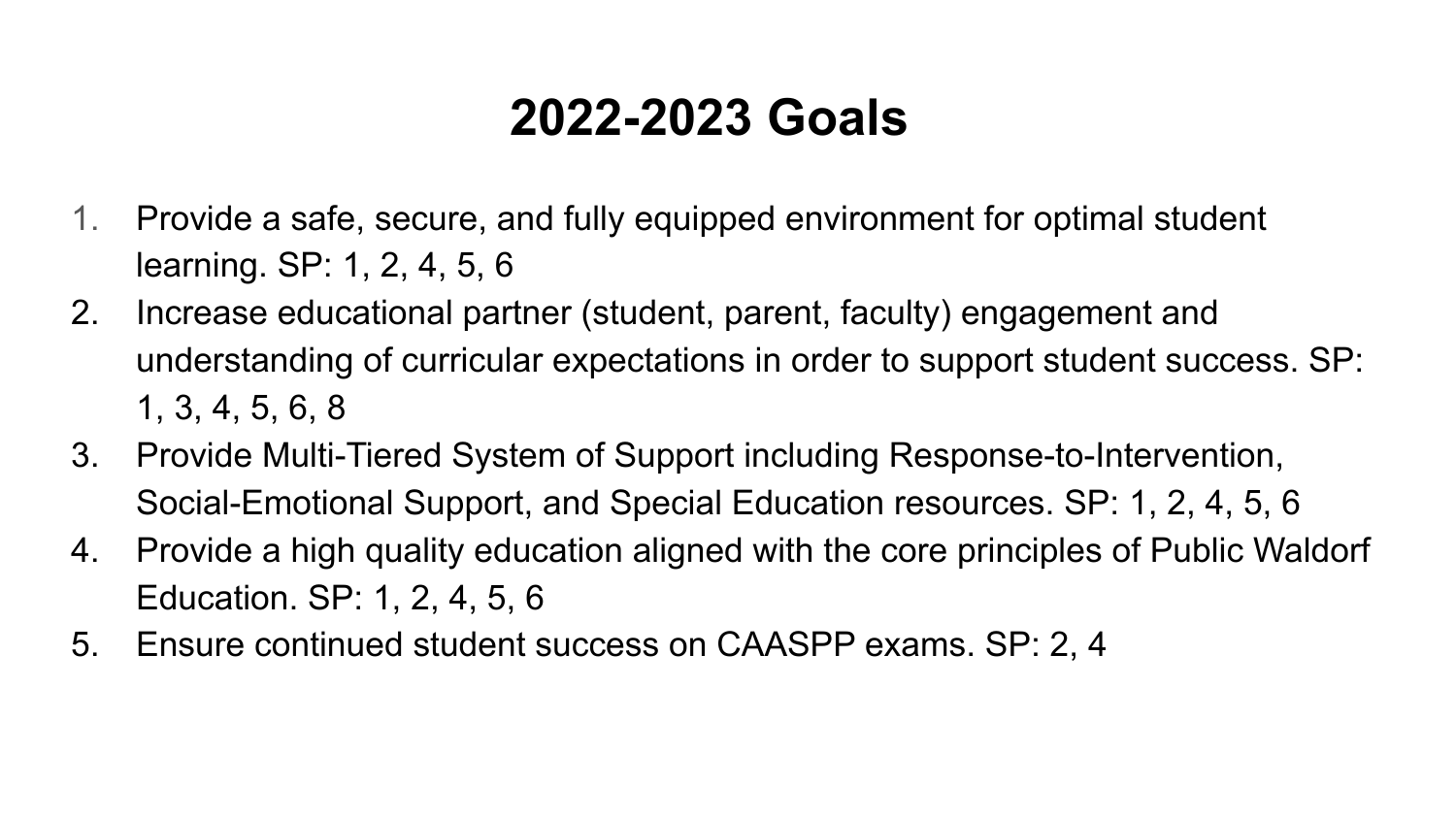# 2022-2023 Goals

1. Provide a safe, secure, and fully equipped environment for optimal student learning. SP: 1, 2, 4, 5, 6
2. Increase educational partner (student, parent, faculty) engagement and understanding of curricular expectations in order to support student success. SP: 1, 3, 4, 5, 6, 8
3. Provide Multi-Tiered System of Support including Response-to-Intervention, Social-Emotional Support, and Special Education resources. SP: 1, 2, 4, 5, 6
4. Provide a high quality education aligned with the core principles of Public Waldorf Education. SP: 1, 2, 4, 5, 6
5. Ensure continued student success on CAASPP exams. SP: 2, 4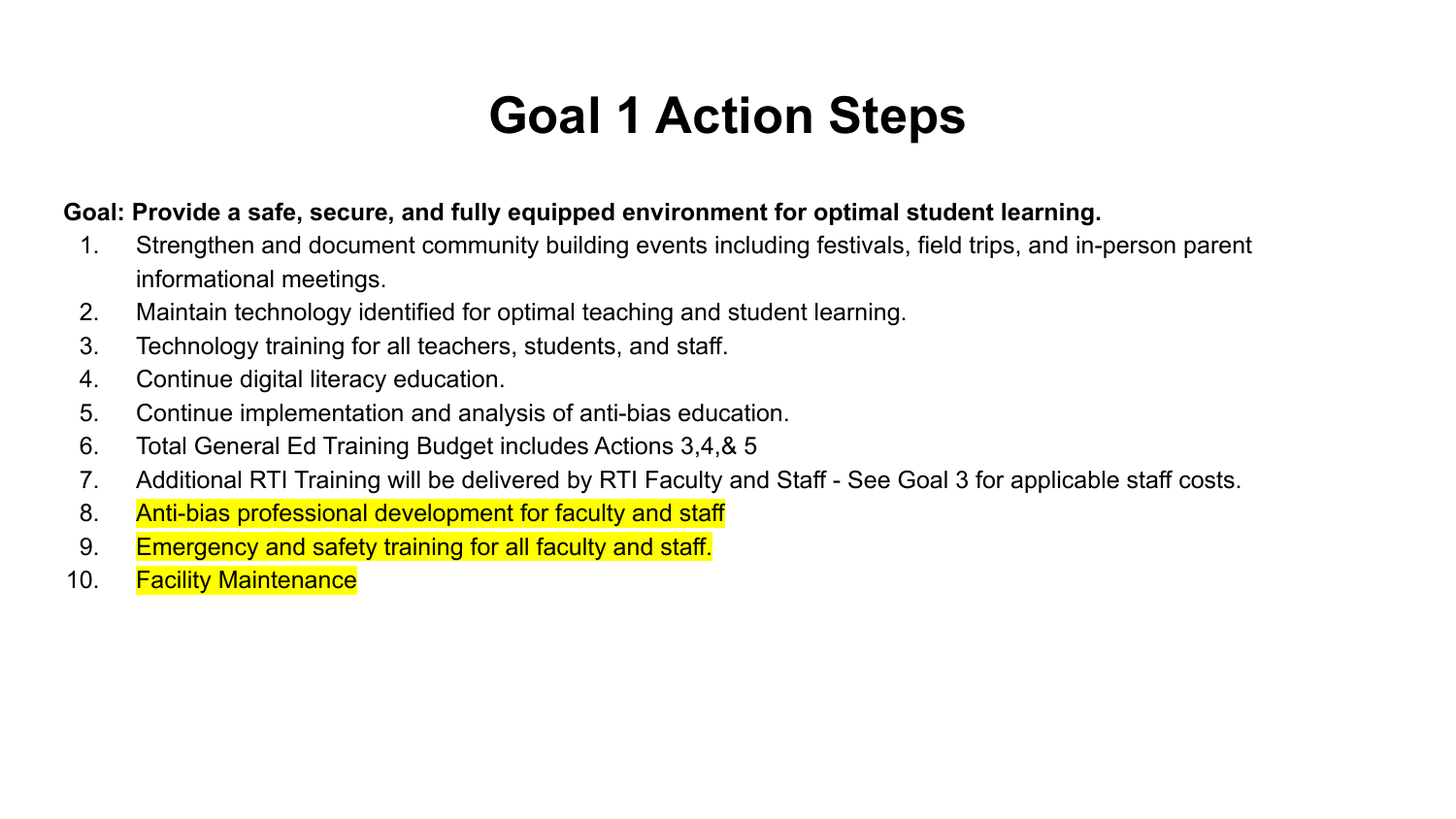# Goal 1 Action Steps

**Goal: Provide a safe, secure, and fully equipped environment for optimal student learning.**

1. Strengthen and document community building events including festivals, field trips, and in-person parent informational meetings.
2. Maintain technology identified for optimal teaching and student learning.
3. Technology training for all teachers, students, and staff.
4. Continue digital literacy education.
5. Continue implementation and analysis of anti-bias education.
6. Total General Ed Training Budget includes Actions 3,4,& 5
7. Additional RTI Training will be delivered by RTI Faculty and Staff - See Goal 3 for applicable staff costs.
8. Anti-bias professional development for faculty and staff
9. Emergency and safety training for all faculty and staff.
10. Facility Maintenance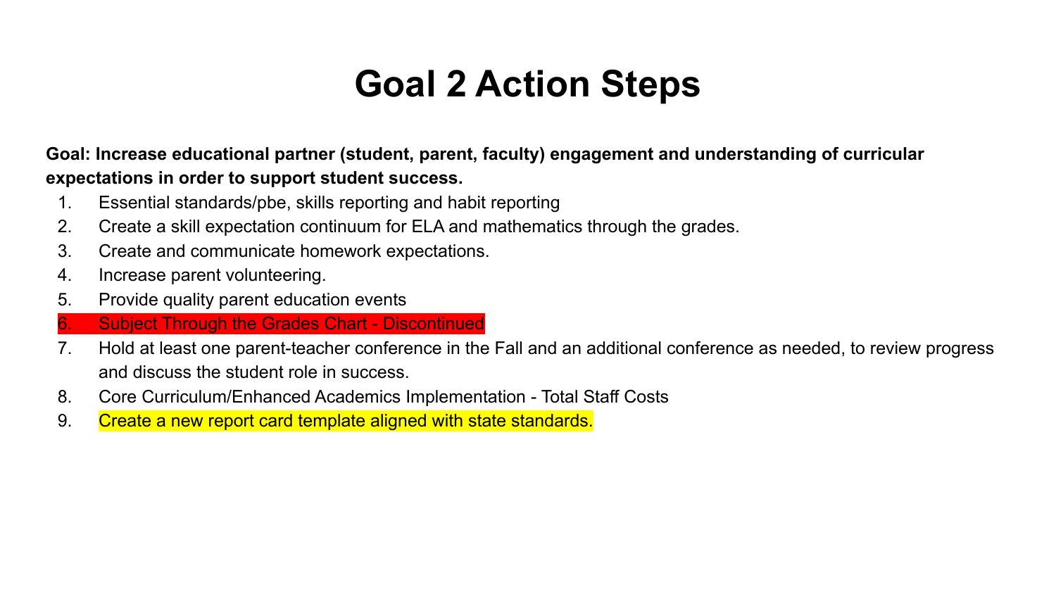# Goal 2 Action Steps

**Goal: Increase educational partner (student, parent, faculty) engagement and understanding of curricular expectations in order to support student success.**

1. Essential standards/pbe, skills reporting and habit reporting
2. Create a skill expectation continuum for ELA and mathematics through the grades.
3. Create and communicate homework expectations.
4. Increase parent volunteering.
5. Provide quality parent education events
6. Subject Through the Grades Chart - Discontinued
7. Hold at least one parent-teacher conference in the Fall and an additional conference as needed, to review progress and discuss the student role in success.
8. Core Curriculum/Enhanced Academics Implementation - Total Staff Costs
9. Create a new report card template aligned with state standards.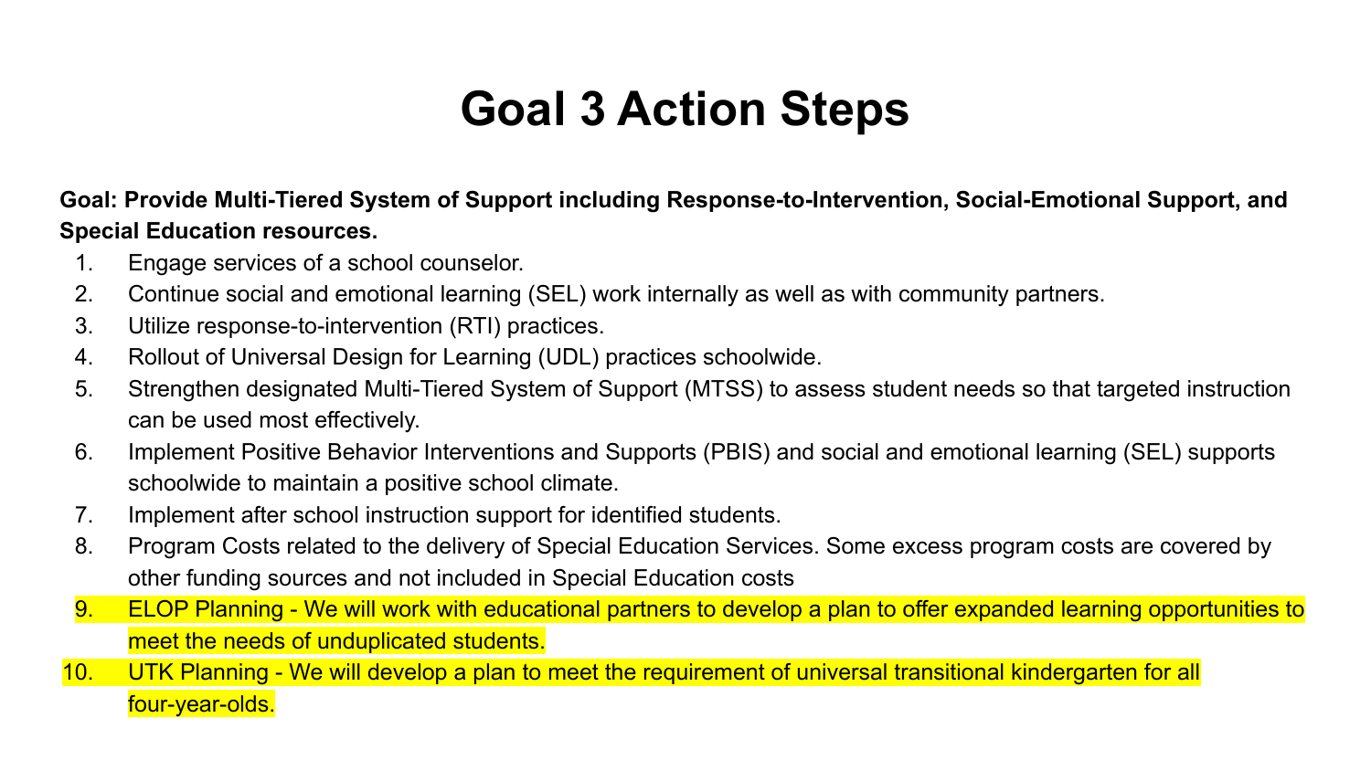# Goal 3 Action Steps

**Goal: Provide Multi-Tiered System of Support including Response-to-Intervention, Social-Emotional Support, and Special Education resources.**

1. Engage services of a school counselor.
2. Continue social and emotional learning (SEL) work internally as well as with community partners.
3. Utilize response-to-intervention (RTI) practices.
4. Rollout of Universal Design for Learning (UDL) practices schoolwide.
5. Strengthen designated Multi-Tiered System of Support (MTSS) to assess student needs so that targeted instruction can be used most effectively.
6. Implement Positive Behavior Interventions and Supports (PBIS) and social and emotional learning (SEL) supports schoolwide to maintain a positive school climate.
7. Implement after school instruction support for identified students.
8. Program Costs related to the delivery of Special Education Services. Some excess program costs are covered by other funding sources and not included in Special Education costs
9. ELOP Planning - We will work with educational partners to develop a plan to offer expanded learning opportunities to meet the needs of unduplicated students.
10. UTK Planning - We will develop a plan to meet the requirement of universal transitional kindergarten for all four-year-olds.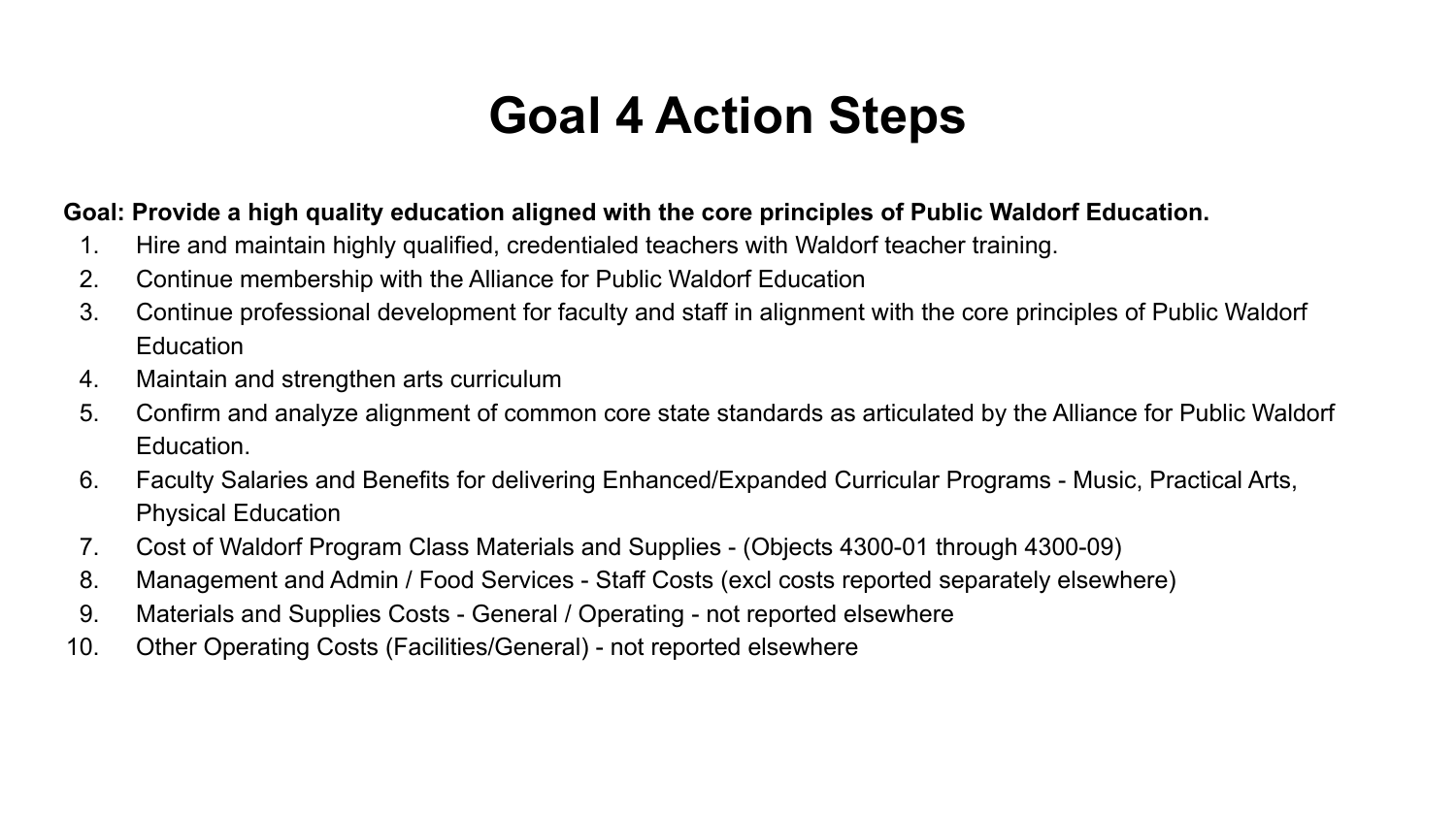# Goal 4 Action Steps

**Goal: Provide a high quality education aligned with the core principles of Public Waldorf Education.**

1. Hire and maintain highly qualified, credentialed teachers with Waldorf teacher training.
2. Continue membership with the Alliance for Public Waldorf Education
3. Continue professional development for faculty and staff in alignment with the core principles of Public Waldorf Education
4. Maintain and strengthen arts curriculum
5. Confirm and analyze alignment of common core state standards as articulated by the Alliance for Public Waldorf Education.
6. Faculty Salaries and Benefits for delivering Enhanced/Expanded Curricular Programs - Music, Practical Arts, Physical Education
7. Cost of Waldorf Program Class Materials and Supplies - (Objects 4300-01 through 4300-09)
8. Management and Admin / Food Services - Staff Costs (excl costs reported separately elsewhere)
9. Materials and Supplies Costs - General / Operating - not reported elsewhere
10. Other Operating Costs (Facilities/General) - not reported elsewhere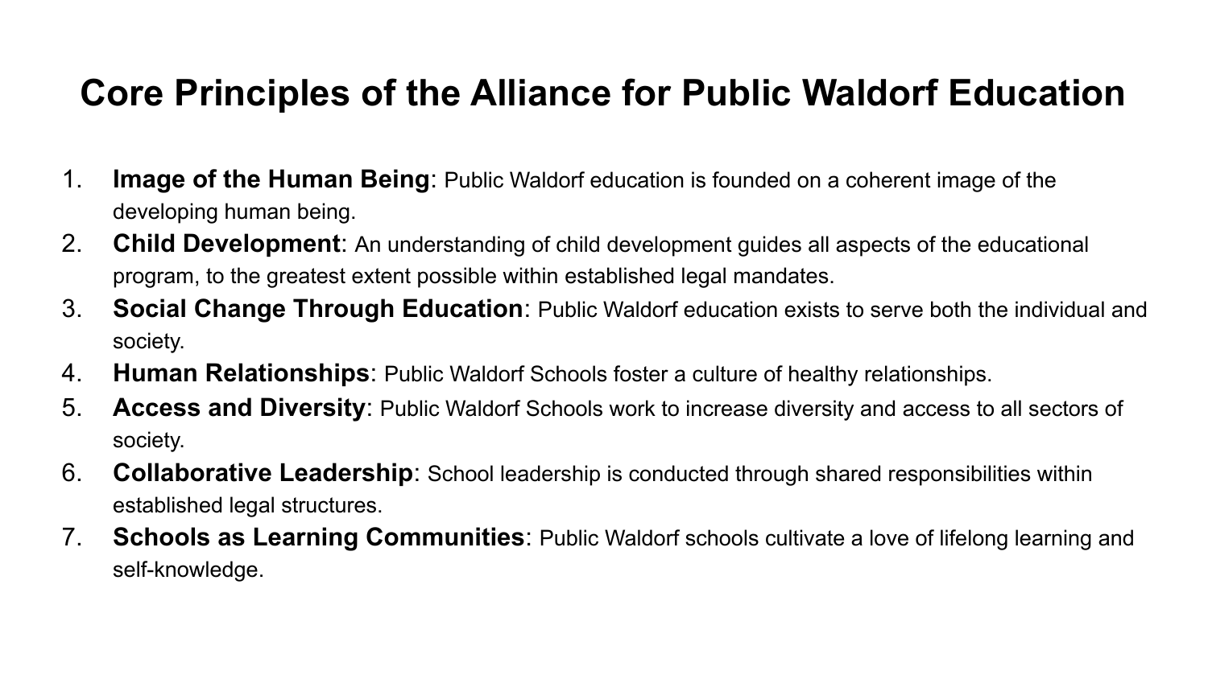# Core Principles of the Alliance for Public Waldorf Education

1. **Image of the Human Being**: Public Waldorf education is founded on a coherent image of the developing human being.
2. **Child Development**: An understanding of child development guides all aspects of the educational program, to the greatest extent possible within established legal mandates.
3. **Social Change Through Education**: Public Waldorf education exists to serve both the individual and society.
4. **Human Relationships**: Public Waldorf Schools foster a culture of healthy relationships.
5. **Access and Diversity**: Public Waldorf Schools work to increase diversity and access to all sectors of society.
6. **Collaborative Leadership**: School leadership is conducted through shared responsibilities within established legal structures.
7. **Schools as Learning Communities**: Public Waldorf schools cultivate a love of lifelong learning and self-knowledge.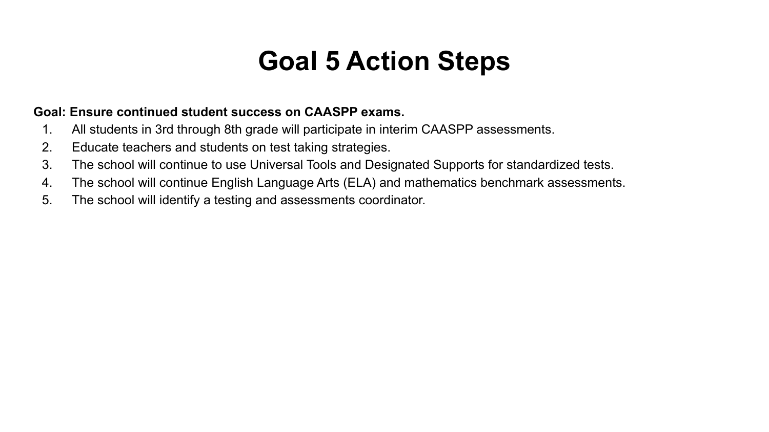# Goal 5 Action Steps

**Goal: Ensure continued student success on CAASPP exams.**

1. All students in 3rd through 8th grade will participate in interim CAASPP assessments.
2. Educate teachers and students on test taking strategies.
3. The school will continue to use Universal Tools and Designated Supports for standardized tests.
4. The school will continue English Language Arts (ELA) and mathematics benchmark assessments.
5. The school will identify a testing and assessments coordinator.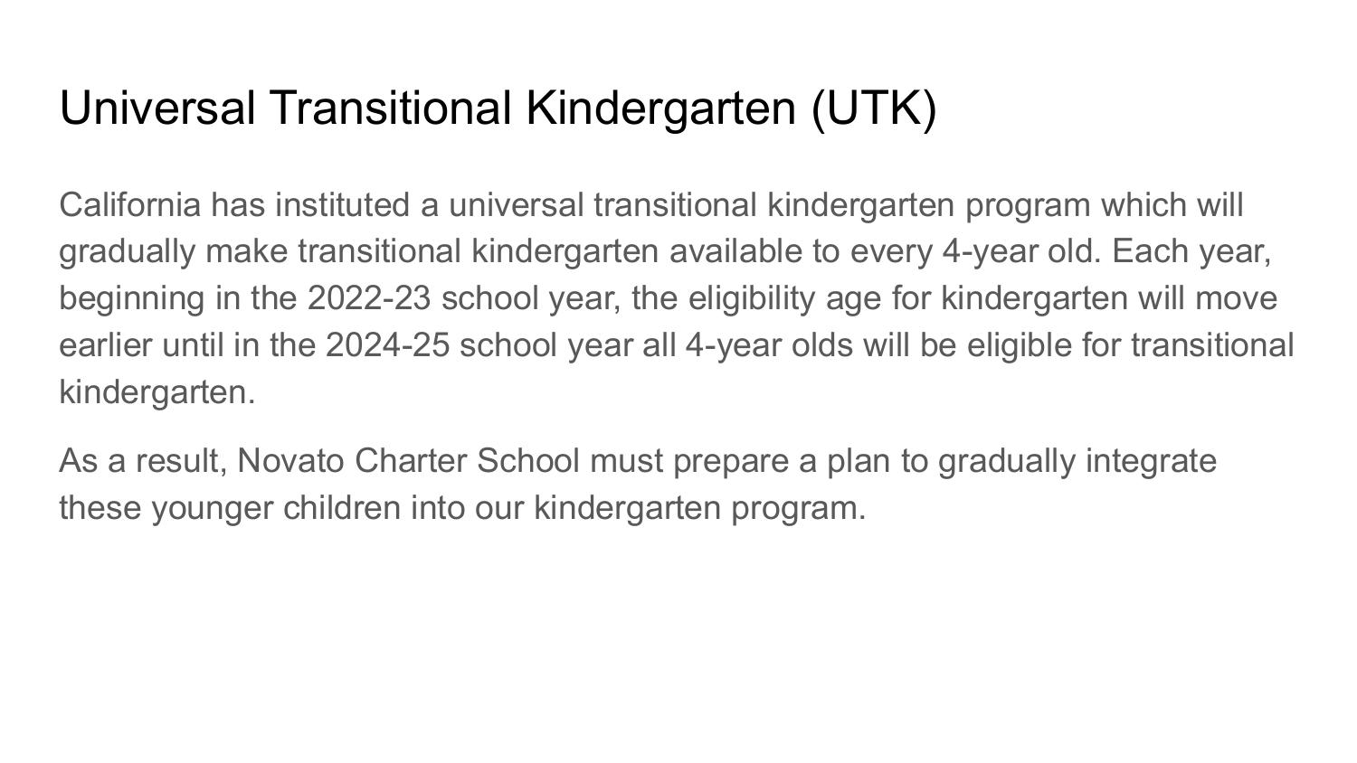# Universal Transitional Kindergarten (UTK)

California has instituted a universal transitional kindergarten program which will gradually make transitional kindergarten available to every 4-year old. Each year, beginning in the 2022-23 school year, the eligibility age for kindergarten will move earlier until in the 2024-25 school year all 4-year olds will be eligible for transitional kindergarten.

As a result, Novato Charter School must prepare a plan to gradually integrate these younger children into our kindergarten program.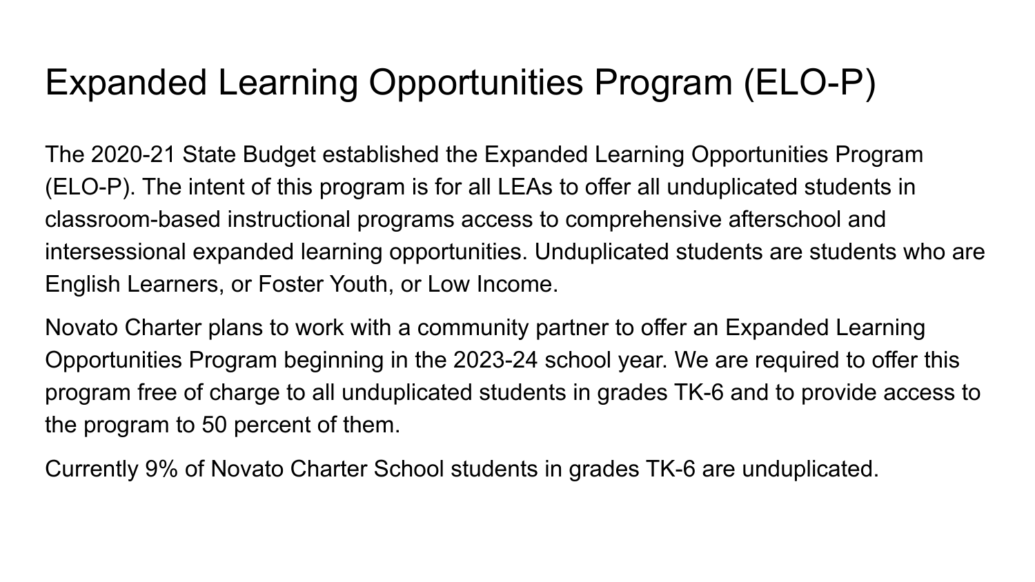# Expanded Learning Opportunities Program (ELO-P)

The 2020-21 State Budget established the Expanded Learning Opportunities Program (ELO-P). The intent of this program is for all LEAs to offer all unduplicated students in classroom-based instructional programs access to comprehensive afterschool and intersessional expanded learning opportunities. Unduplicated students are students who are English Learners, or Foster Youth, or Low Income.

Novato Charter plans to work with a community partner to offer an Expanded Learning Opportunities Program beginning in the 2023-24 school year. We are required to offer this program free of charge to all unduplicated students in grades TK-6 and to provide access to the program to 50 percent of them.

Currently 9% of Novato Charter School students in grades TK-6 are unduplicated.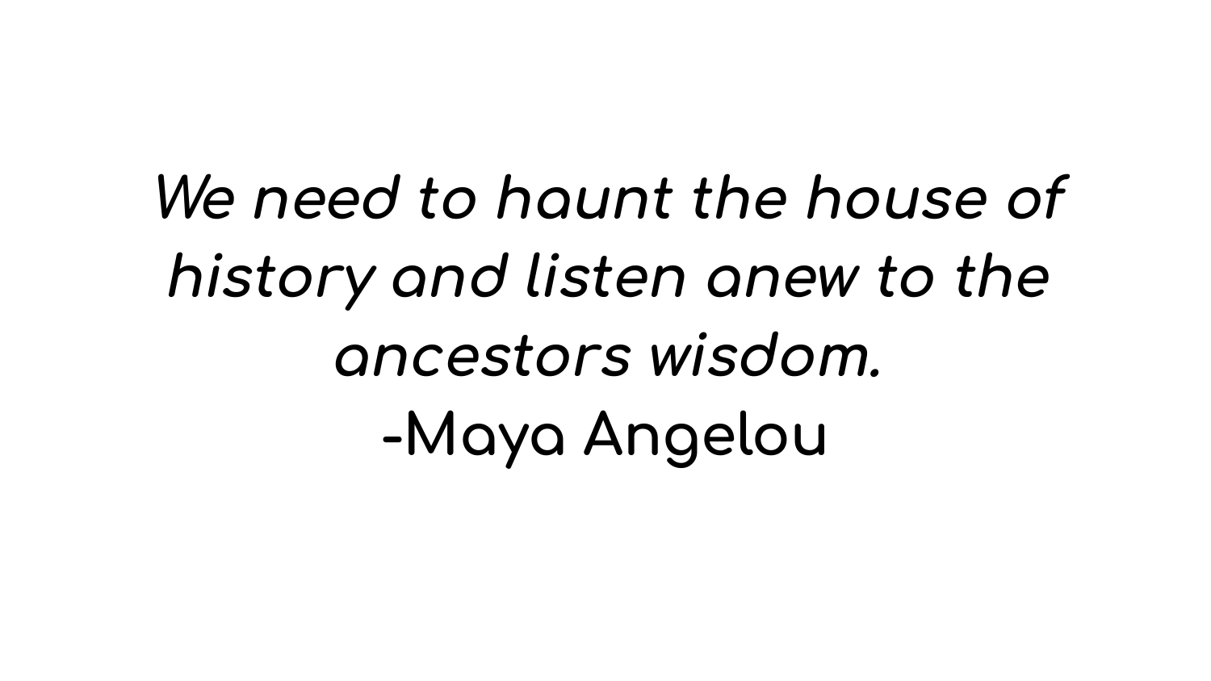*We need to haunt the house of history and listen anew to the ancestors wisdom.*

-Maya Angelou